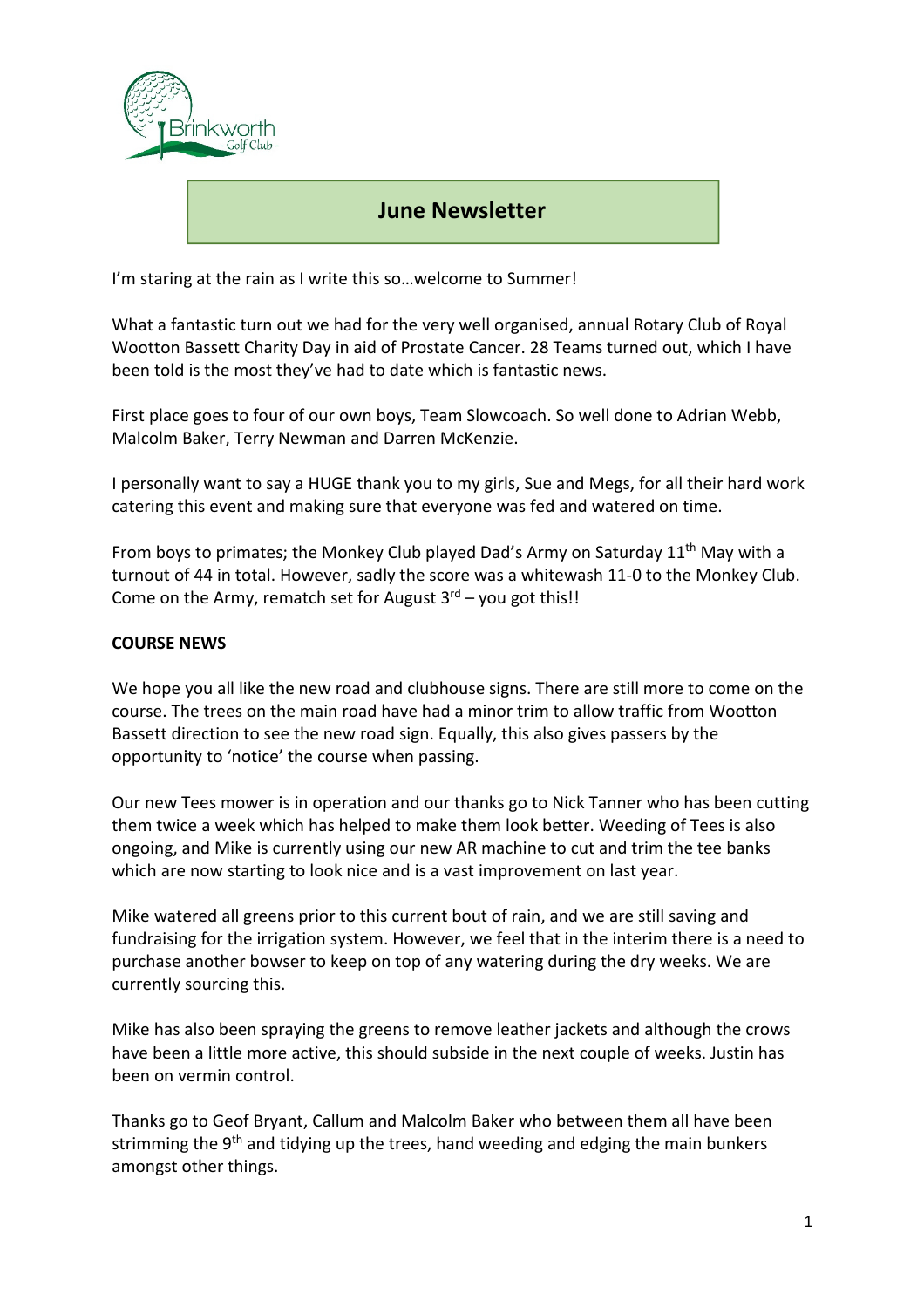# June Newsletter

I'm staring at the rain as I write this so…welcome to Summer!

What a fantastic turn out we had for the very well organised, annual Rotary Club of Royal Wootton Bassett Charity Day in aid of Prostate Cancer. 28 Teams turned out, which I have been told is the most they've had to date which is fantastic news.

First place goes to four of our own boys, Team Slowcoach. So well done to Adrian Webb, Malcolm Baker, Terry Newman and Darren McKenzie.

I personally want to say a HUGE thank you to my girls, Sue and Megs, for all their hard work catering this event and making sure that everyone was fed and watered on time.

From boys to primates; the Monkey Club played Dad's Army on Saturday 11th May with a turnout of 44 in total. However, sadly the score was a whitewash 11-0 to the Monkey Club. Come on the Army, rematch set for August 3rd – you got this!!

**COURSE NEWS**

We hope you all like the new road and clubhouse signs. There are still more to come on the course. The trees on the main road have had a minor trim to allow traffic from Wootton Bassett direction to see the new road sign. Equally, this also gives passers by the opportunity to 'notice' the course when passing.

Our new Tees mower is in operation and our thanks go to Nick Tanner who has been cutting them twice a week which has helped to make them look better. Weeding of Tees is also ongoing, and Mike is currently using our new AR machine to cut and trim the tee banks which are now starting to look nice and is a vast improvement on last year.

Mike watered all greens prior to this current bout of rain, and we are still saving and fundraising for the irrigation system. However, we feel that in the interim there is a need to purchase another bowser to keep on top of any watering during the dry weeks. We are currently sourcing this.

Mike has also been spraying the greens to remove leather jackets and although the crows have been a little more active, this should subside in the next couple of weeks. Justin has been on vermin control.

Thanks go to Geof Bryant, Callum and Malcolm Baker who between them all have been strimming the 9th and tidying up the trees, hand weeding and edging the main bunkers amongst other things.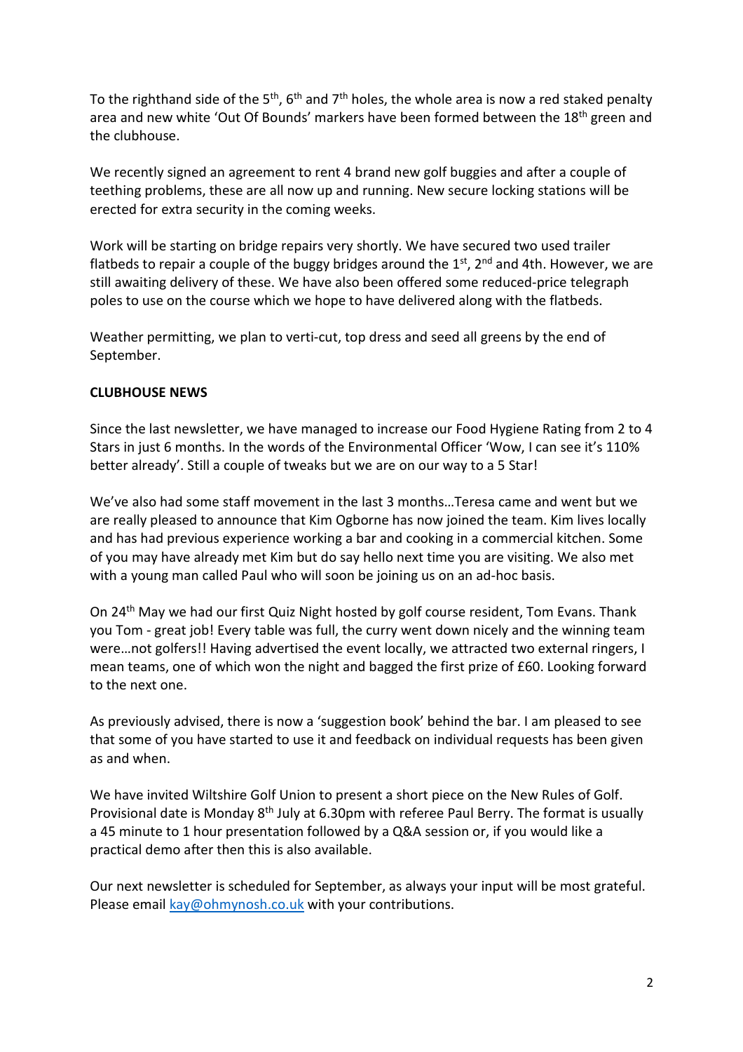To the righthand side of the 5th, 6th and 7th holes, the whole area is now a red staked penalty area and new white 'Out Of Bounds' markers have been formed between the 18th green and the clubhouse.

We recently signed an agreement to rent 4 brand new golf buggies and after a couple of teething problems, these are all now up and running. New secure locking stations will be erected for extra security in the coming weeks.

Work will be starting on bridge repairs very shortly. We have secured two used trailer flatbeds to repair a couple of the buggy bridges around the 1st, 2nd and 4th. However, we are still awaiting delivery of these. We have also been offered some reduced-price telegraph poles to use on the course which we hope to have delivered along with the flatbeds.

Weather permitting, we plan to verti-cut, top dress and seed all greens by the end of September.

**CLUBHOUSE NEWS**

Since the last newsletter, we have managed to increase our Food Hygiene Rating from 2 to 4 Stars in just 6 months. In the words of the Environmental Officer 'Wow, I can see it's 110% better already'. Still a couple of tweaks but we are on our way to a 5 Star!

We've also had some staff movement in the last 3 months…Teresa came and went but we are really pleased to announce that Kim Ogborne has now joined the team. Kim lives locally and has had previous experience working a bar and cooking in a commercial kitchen. Some of you may have already met Kim but do say hello next time you are visiting. We also met with a young man called Paul who will soon be joining us on an ad-hoc basis.

On 24th May we had our first Quiz Night hosted by golf course resident, Tom Evans. Thank you Tom - great job! Every table was full, the curry went down nicely and the winning team were…not golfers!! Having advertised the event locally, we attracted two external ringers, I mean teams, one of which won the night and bagged the first prize of £60. Looking forward to the next one.

As previously advised, there is now a 'suggestion book' behind the bar. I am pleased to see that some of you have started to use it and feedback on individual requests has been given as and when.

We have invited Wiltshire Golf Union to present a short piece on the New Rules of Golf. Provisional date is Monday 8th July at 6.30pm with referee Paul Berry. The format is usually a 45 minute to 1 hour presentation followed by a Q&A session or, if you would like a practical demo after then this is also available.

Our next newsletter is scheduled for September, as always your input will be most grateful. Please email kay@ohmynosh.co.uk with your contributions.